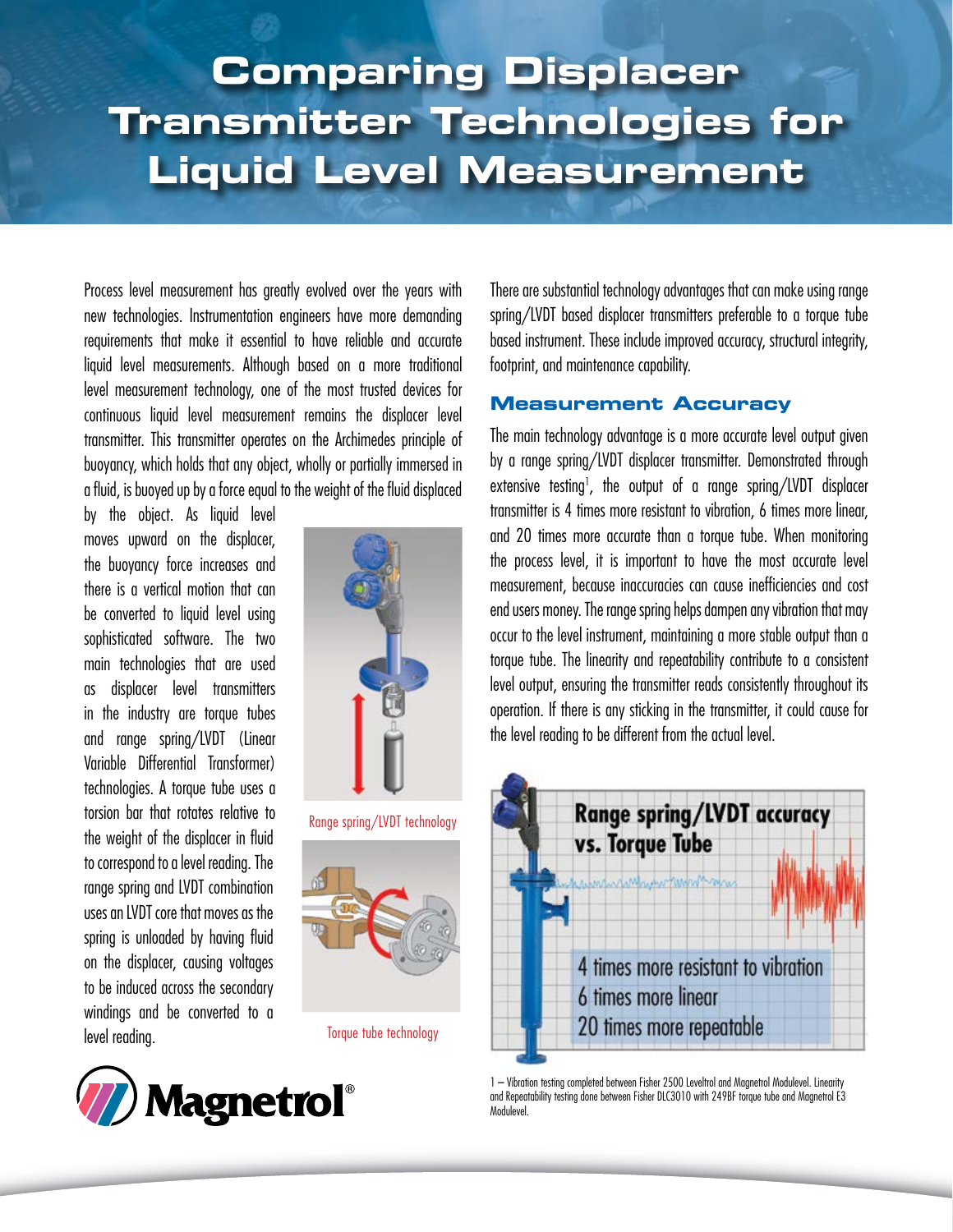# Comparing Displacer Transmitter Technologies for Liquid Level Measurement

Process level measurement has greatly evolved over the years with new technologies. Instrumentation engineers have more demanding requirements that make it essential to have reliable and accurate liquid level measurements. Although based on a more traditional level measurement technology, one of the most trusted devices for continuous liquid level measurement remains the displacer level transmitter. This transmitter operates on the Archimedes principle of buoyancy, which holds that any object, wholly or partially immersed in a fluid, is buoyed up by a force equal to the weight of the fluid displaced by the object. As liquid level moves upward on the displacer, the buoyancy force increases and there is a vertical motion that can be converted to liquid level using sophisticated software. The two main technologies that are used as displacer level transmitters in the industry are torque tubes and range spring/LVDT (Linear Variable Differential Transformer) technologies. A torque tube uses a torsion bar that rotates relative to the weight of the displacer in fluid to correspond to a level reading. The range spring and LVDT combination uses an LVDT core that moves as the spring is unloaded by having fluid on the displacer, causing voltages to be induced across the secondary windings and be converted to a level reading.

Range spring/LVDT technology

Torque tube technology

There are substantial technology advantages that can make using range spring/LVDT based displacer transmitters preferable to a torque tube based instrument. These include improved accuracy, structural integrity, footprint, and maintenance capability.

## Measurement Accuracy

The main technology advantage is a more accurate level output given by a range spring/LVDT displacer transmitter. Demonstrated through extensive testing[1], the output of a range spring/LVDT displacer transmitter is 4 times more resistant to vibration, 6 times more linear, and 20 times more accurate than a torque tube. When monitoring the process level, it is important to have the most accurate level measurement, because inaccuracies can cause inefficiencies and cost end users money. The range spring helps dampen any vibration that may occur to the level instrument, maintaining a more stable output than a torque tube. The linearity and repeatability contribute to a consistent level output, ensuring the transmitter reads consistently throughout its operation. If there is any sticking in the transmitter, it could cause for the level reading to be different from the actual level.

**Range spring/LVDT accuracy vs. Torque Tube**

- 4 times more resistant to vibration
- 6 times more linear
- 20 times more repeatable

1 – Vibration testing completed between Fisher 2500 Leveltrol and Magnetrol Modulevel. Linearity and Repeatability testing done between Fisher DLC3010 with 249BF torque tube and Magnetrol E3 Modulevel.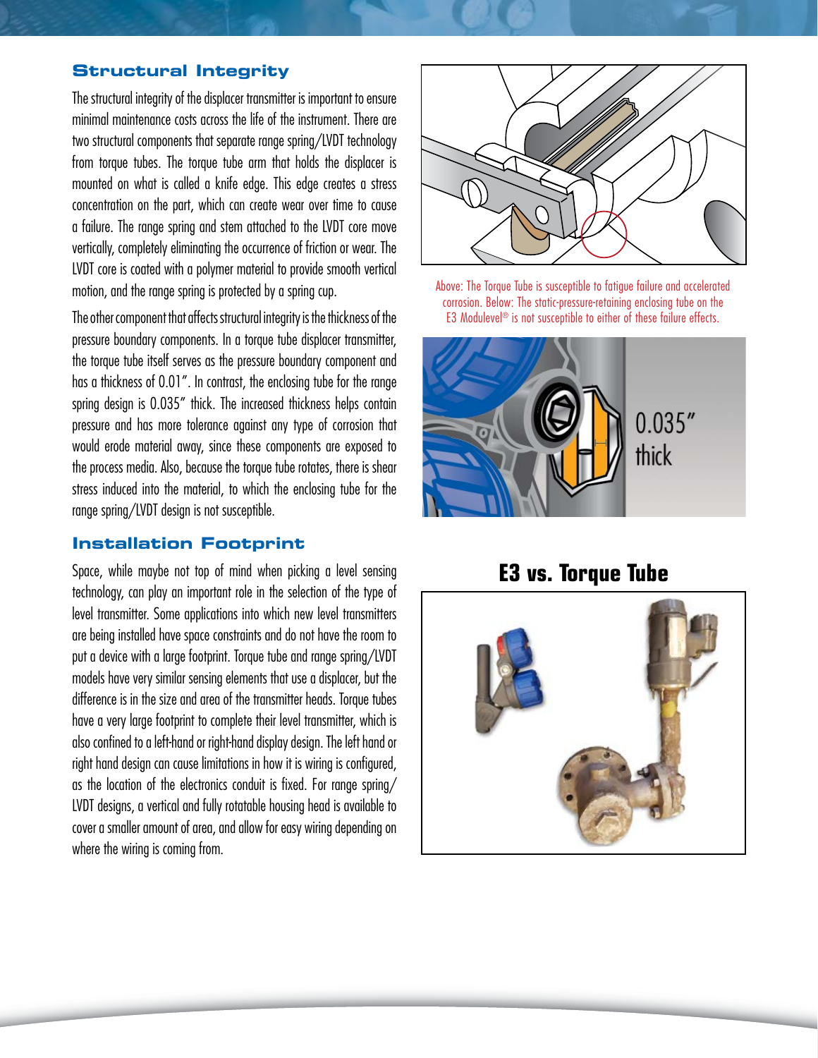## Structural Integrity

The structural integrity of the displacer transmitter is important to ensure minimal maintenance costs across the life of the instrument. There are two structural components that separate range spring/LVDT technology from torque tubes. The torque tube arm that holds the displacer is mounted on what is called a knife edge. This edge creates a stress concentration on the part, which can create wear over time to cause a failure. The range spring and stem attached to the LVDT core move vertically, completely eliminating the occurrence of friction or wear. The LVDT core is coated with a polymer material to provide smooth vertical motion, and the range spring is protected by a spring cup.

The other component that affects structural integrity is the thickness of the pressure boundary components. In a torque tube displacer transmitter, the torque tube itself serves as the pressure boundary component and has a thickness of 0.01". In contrast, the enclosing tube for the range spring design is 0.035" thick. The increased thickness helps contain pressure and has more tolerance against any type of corrosion that would erode material away, since these components are exposed to the process media. Also, because the torque tube rotates, there is shear stress induced into the material, to which the enclosing tube for the range spring/LVDT design is not susceptible.

Above: The Torque Tube is susceptible to fatigue failure and accelerated corrosion. Below: The static-pressure-retaining enclosing tube on the E3 Modulevel® is not susceptible to either of these failure effects.

0.035" thick

## Installation Footprint

Space, while maybe not top of mind when picking a level sensing technology, can play an important role in the selection of the type of level transmitter. Some applications into which new level transmitters are being installed have space constraints and do not have the room to put a device with a large footprint. Torque tube and range spring/LVDT models have very similar sensing elements that use a displacer, but the difference is in the size and area of the transmitter heads. Torque tubes have a very large footprint to complete their level transmitter, which is also confined to a left-hand or right-hand display design. The left hand or right hand design can cause limitations in how it is wiring is configured, as the location of the electronics conduit is fixed. For range spring/LVDT designs, a vertical and fully rotatable housing head is available to cover a smaller amount of area, and allow for easy wiring depending on where the wiring is coming from.

**E3 vs. Torque Tube**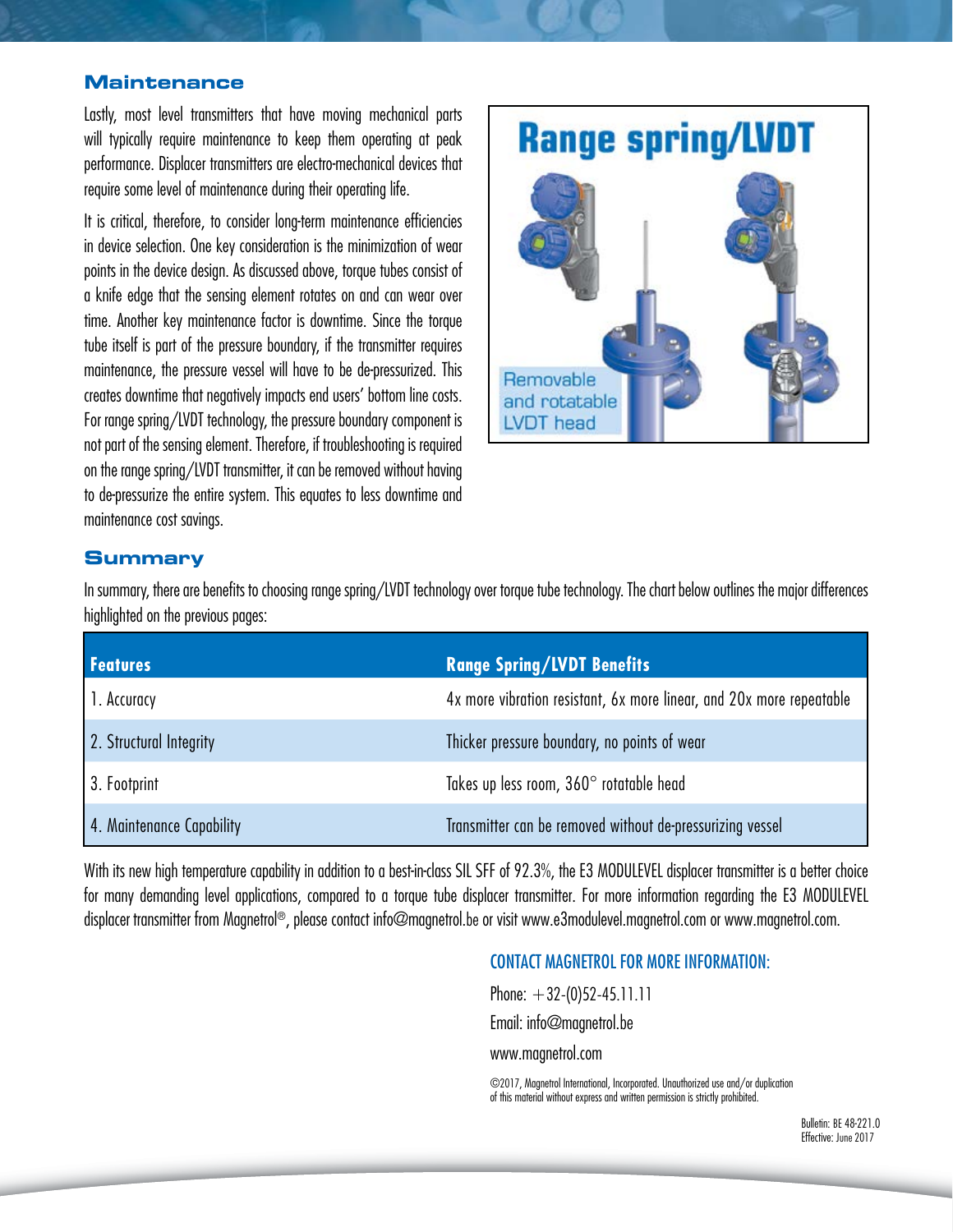## Maintenance

Lastly, most level transmitters that have moving mechanical parts will typically require maintenance to keep them operating at peak performance. Displacer transmitters are electro-mechanical devices that require some level of maintenance during their operating life.

It is critical, therefore, to consider long-term maintenance efficiencies in device selection. One key consideration is the minimization of wear points in the device design. As discussed above, torque tubes consist of a knife edge that the sensing element rotates on and can wear over time. Another key maintenance factor is downtime. Since the torque tube itself is part of the pressure boundary, if the transmitter requires maintenance, the pressure vessel will have to be de-pressurized. This creates downtime that negatively impacts end users' bottom line costs. For range spring/LVDT technology, the pressure boundary component is not part of the sensing element. Therefore, if troubleshooting is required on the range spring/LVDT transmitter, it can be removed without having to de-pressurize the entire system. This equates to less downtime and maintenance cost savings.

**Range spring/LVDT**

Removable and rotatable LVDT head

## Summary

In summary, there are benefits to choosing range spring/LVDT technology over torque tube technology. The chart below outlines the major differences highlighted on the previous pages:

| Features | Range Spring/LVDT Benefits |
| --- | --- |
| 1. Accuracy | 4x more vibration resistant, 6x more linear, and 20x more repeatable |
| 2. Structural Integrity | Thicker pressure boundary, no points of wear |
| 3. Footprint | Takes up less room, 360° rotatable head |
| 4. Maintenance Capability | Transmitter can be removed without de-pressurizing vessel |

With its new high temperature capability in addition to a best-in-class SIL SFF of 92.3%, the E3 MODULEVEL displacer transmitter is a better choice for many demanding level applications, compared to a torque tube displacer transmitter. For more information regarding the E3 MODULEVEL displacer transmitter from Magnetrol®, please contact info@magnetrol.be or visit www.e3modulevel.magnetrol.com or www.magnetrol.com.

### CONTACT MAGNETROL FOR MORE INFORMATION:

Phone: +32-(0)52-45.11.11

Email: info@magnetrol.be

www.magnetrol.com

©2017, Magnetrol International, Incorporated. Unauthorized use and/or duplication of this material without express and written permission is strictly prohibited.

Bulletin: BE 48-221.0
Effective: June 2017